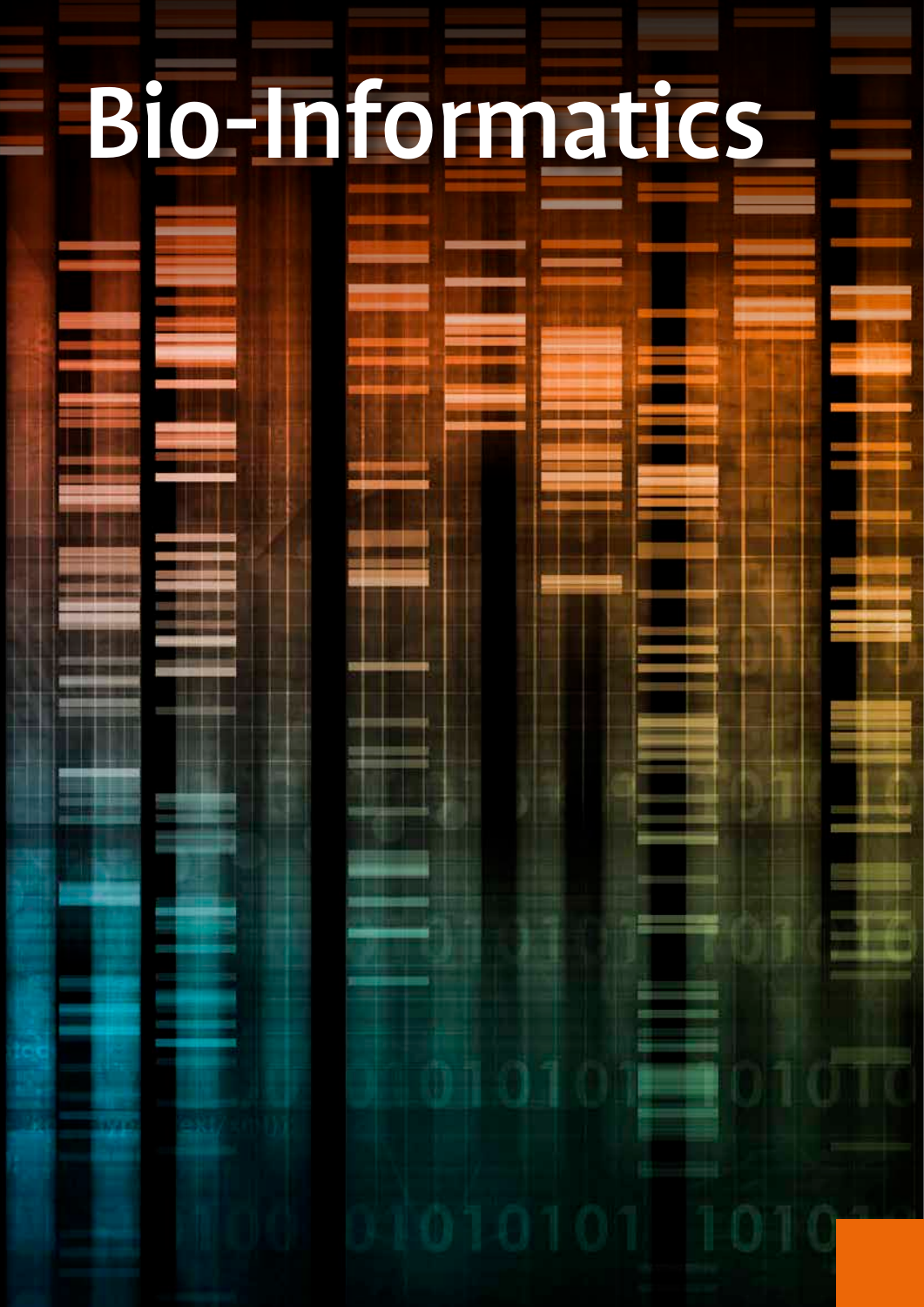# Bio-Informatics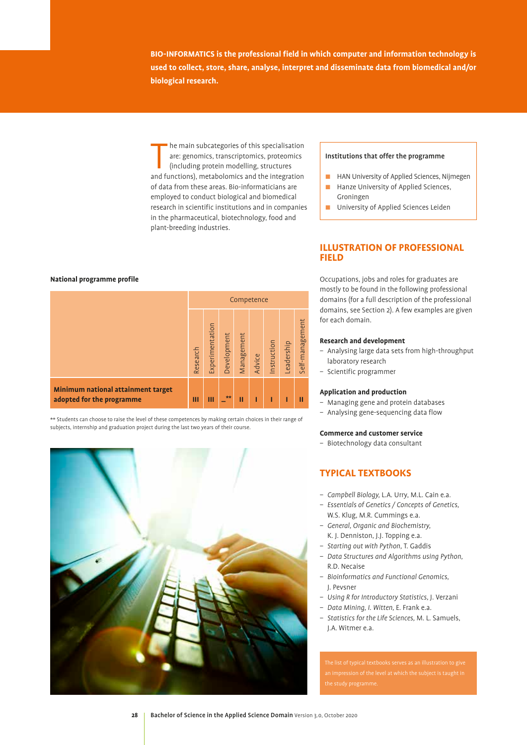**BIO-INFORMATICS is the professional field in which computer and information technology is used to collect, store, share, analyse, interpret and disseminate data from biomedical and/or biological research.**

The main subcategories of this specialisation are: genomics, transcriptomics, proteomics (including protein modelling, structures and functions), metabolomics and the integration of data from these areas. Bio-informaticians are employed to conduct biological and biomedical research in scientific institutions and in companies in the pharmaceutical, biotechnology, food and plant-breeding industries.

**Institutions that offer the programme**

- HAN University of Applied Sciences, Nijmegen
- Hanze University of Applied Sciences, Groningen
- University of Applied Sciences Leiden

**National programme profile**

| | Competence | | | | | | | |
|---|---|---|---|---|---|---|---|---|
| | Research | Experimentation | Development | Management | Advice | Instruction | Leadership | Self-management |
| **Minimum national attainment target adopted for the programme** | III | III | _** | II | I | I | I | II |

** Students can choose to raise the level of these competences by making certain choices in their range of subjects, internship and graduation project during the last two years of their course.

## ILLUSTRATION OF PROFESSIONAL FIELD

Occupations, jobs and roles for graduates are mostly to be found in the following professional domains (for a full description of the professional domains, see Section 2). A few examples are given for each domain.

**Research and development**

- Analysing large data sets from high-throughput laboratory research
- Scientific programmer

**Application and production**

- Managing gene and protein databases
- Analysing gene-sequencing data flow

**Commerce and customer service**

- Biotechnology data consultant

## TYPICAL TEXTBOOKS

- *Campbell Biology*, L.A. Urry, M.L. Cain e.a.
- *Essentials of Genetics / Concepts of Genetics*, W.S. Klug, M.R. Cummings e.a.
- *General, Organic and Biochemistry*, K. J. Denniston, J.J. Topping e.a.
- *Starting out with Python*, T. Gaddis
- *Data Structures and Algorithms using Python*, R.D. Necaise
- *Bioinformatics and Functional Genomics*, J. Pevsner
- *Using R for Introductory Statistics*, J. Verzani
- *Data Mining*, I. Witten, E. Frank e.a.
- *Statistics for the Life Sciences*, M. L. Samuels, J.A. Witmer e.a.

The list of typical textbooks serves as an illustration to give an impression of the level at which the subject is taught in the study programme.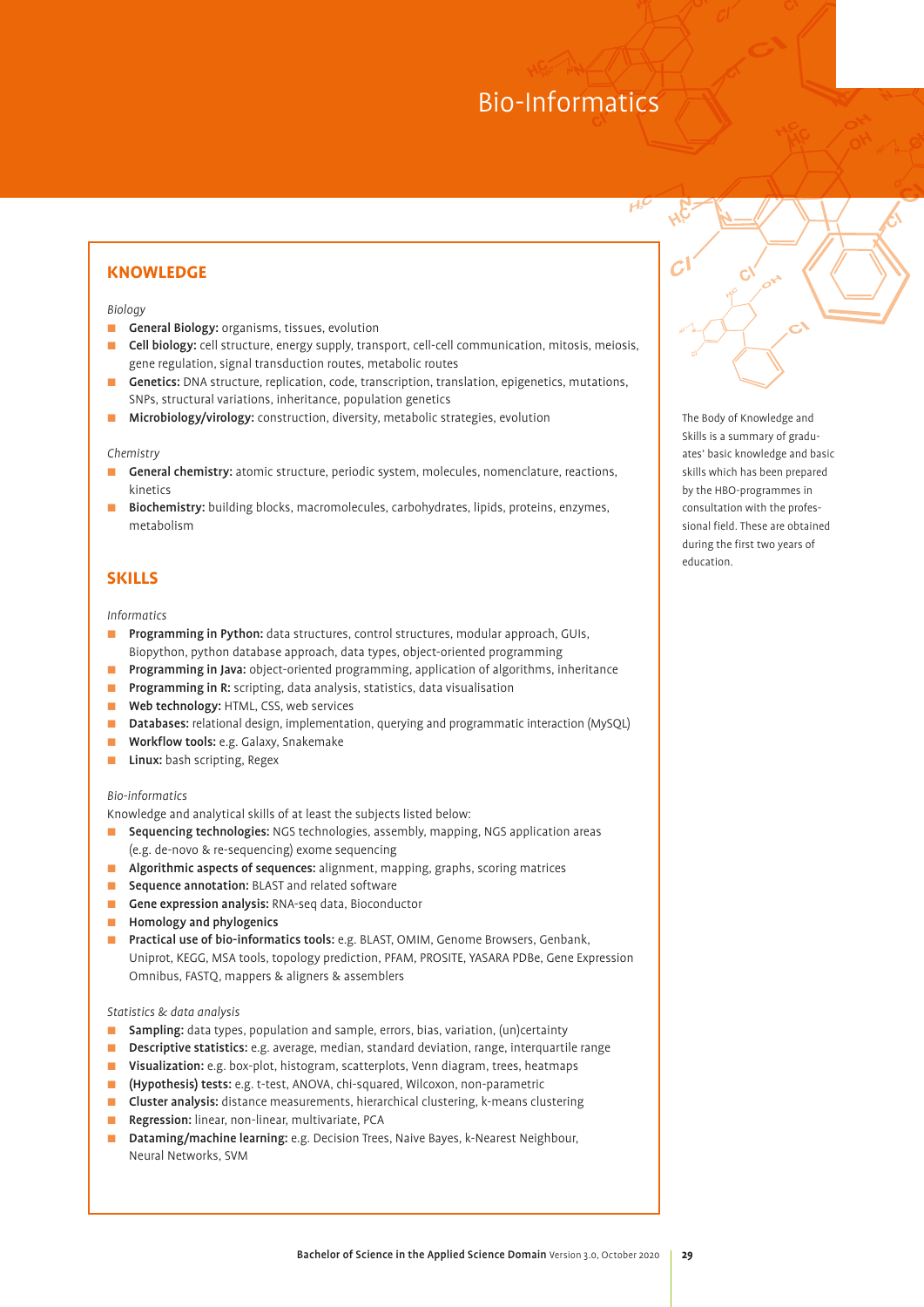# Bio-Informatics

## KNOWLEDGE

*Biology*

- **General Biology:** organisms, tissues, evolution
- **Cell biology:** cell structure, energy supply, transport, cell-cell communication, mitosis, meiosis, gene regulation, signal transduction routes, metabolic routes
- **Genetics:** DNA structure, replication, code, transcription, translation, epigenetics, mutations, SNPs, structural variations, inheritance, population genetics
- **Microbiology/virology:** construction, diversity, metabolic strategies, evolution

*Chemistry*

- **General chemistry:** atomic structure, periodic system, molecules, nomenclature, reactions, kinetics
- **Biochemistry:** building blocks, macromolecules, carbohydrates, lipids, proteins, enzymes, metabolism

## SKILLS

*Informatics*

- **Programming in Python:** data structures, control structures, modular approach, GUIs, Biopython, python database approach, data types, object-oriented programming
- **Programming in Java:** object-oriented programming, application of algorithms, inheritance
- **Programming in R:** scripting, data analysis, statistics, data visualisation
- **Web technology:** HTML, CSS, web services
- **Databases:** relational design, implementation, querying and programmatic interaction (MySQL)
- **Workflow tools:** e.g. Galaxy, Snakemake
- **Linux:** bash scripting, Regex

*Bio-informatics*

Knowledge and analytical skills of at least the subjects listed below:

- **Sequencing technologies:** NGS technologies, assembly, mapping, NGS application areas (e.g. de-novo & re-sequencing) exome sequencing
- **Algorithmic aspects of sequences:** alignment, mapping, graphs, scoring matrices
- **Sequence annotation:** BLAST and related software
- **Gene expression analysis:** RNA-seq data, Bioconductor
- **Homology and phylogenics**
- **Practical use of bio-informatics tools:** e.g. BLAST, OMIM, Genome Browsers, Genbank, Uniprot, KEGG, MSA tools, topology prediction, PFAM, PROSITE, YASARA PDBe, Gene Expression Omnibus, FASTQ, mappers & aligners & assemblers

*Statistics & data analysis*

- **Sampling:** data types, population and sample, errors, bias, variation, (un)certainty
- **Descriptive statistics:** e.g. average, median, standard deviation, range, interquartile range
- **Visualization:** e.g. box-plot, histogram, scatterplots, Venn diagram, trees, heatmaps
- **(Hypothesis) tests:** e.g. t-test, ANOVA, chi-squared, Wilcoxon, non-parametric
- **Cluster analysis:** distance measurements, hierarchical clustering, k-means clustering
- **Regression:** linear, non-linear, multivariate, PCA
- **Datamining/machine learning:** e.g. Decision Trees, Naive Bayes, k-Nearest Neighbour, Neural Networks, SVM

The Body of Knowledge and Skills is a summary of graduates' basic knowledge and basic skills which has been prepared by the HBO-programmes in consultation with the professional field. These are obtained during the first two years of education.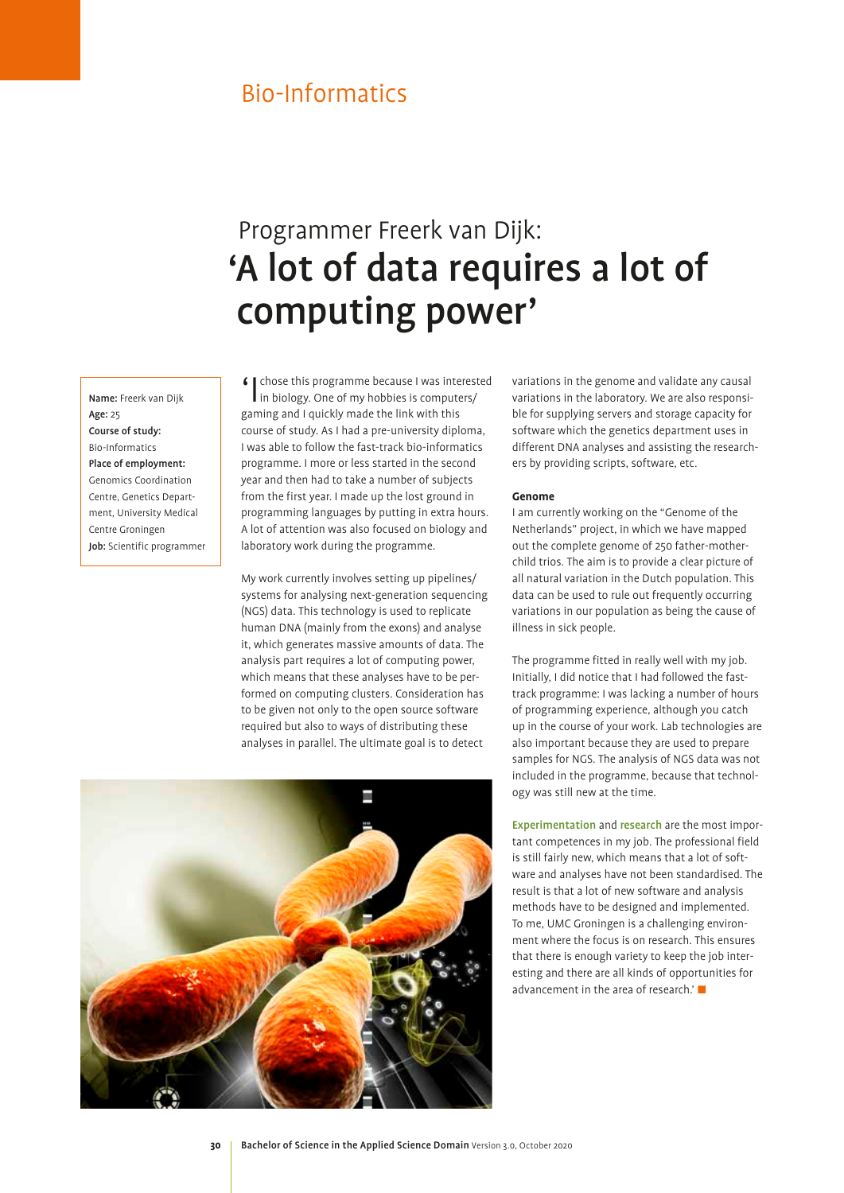## Bio-Informatics

# Programmer Freerk van Dijk: 'A lot of data requires a lot of computing power'

**Name:** Freerk van Dijk
**Age:** 25
**Course of study:** Bio-Informatics
**Place of employment:** Genomics Coordination Centre, Genetics Department, University Medical Centre Groningen
**Job:** Scientific programmer

'I chose this programme because I was interested in biology. One of my hobbies is computers/gaming and I quickly made the link with this course of study. As I had a pre-university diploma, I was able to follow the fast-track bio-informatics programme. I more or less started in the second year and then had to take a number of subjects from the first year. I made up the lost ground in programming languages by putting in extra hours. A lot of attention was also focused on biology and laboratory work during the programme.

My work currently involves setting up pipelines/systems for analysing next-generation sequencing (NGS) data. This technology is used to replicate human DNA (mainly from the exons) and analyse it, which generates massive amounts of data. The analysis part requires a lot of computing power, which means that these analyses have to be performed on computing clusters. Consideration has to be given not only to the open source software required but also to ways of distributing these analyses in parallel. The ultimate goal is to detect variations in the genome and validate any causal variations in the laboratory. We are also responsible for supplying servers and storage capacity for software which the genetics department uses in different DNA analyses and assisting the researchers by providing scripts, software, etc.

### Genome

I am currently working on the "Genome of the Netherlands" project, in which we have mapped out the complete genome of 250 father-mother-child trios. The aim is to provide a clear picture of all natural variation in the Dutch population. This data can be used to rule out frequently occurring variations in our population as being the cause of illness in sick people.

The programme fitted in really well with my job. Initially, I did notice that I had followed the fast-track programme: I was lacking a number of hours of programming experience, although you catch up in the course of your work. Lab technologies are also important because they are used to prepare samples for NGS. The analysis of NGS data was not included in the programme, because that technology was still new at the time.

Experimentation and research are the most important competences in my job. The professional field is still fairly new, which means that a lot of software and analyses have not been standardised. The result is that a lot of new software and analysis methods have to be designed and implemented. To me, UMC Groningen is a challenging environment where the focus is on research. This ensures that there is enough variety to keep the job interesting and there are all kinds of opportunities for advancement in the area of research.'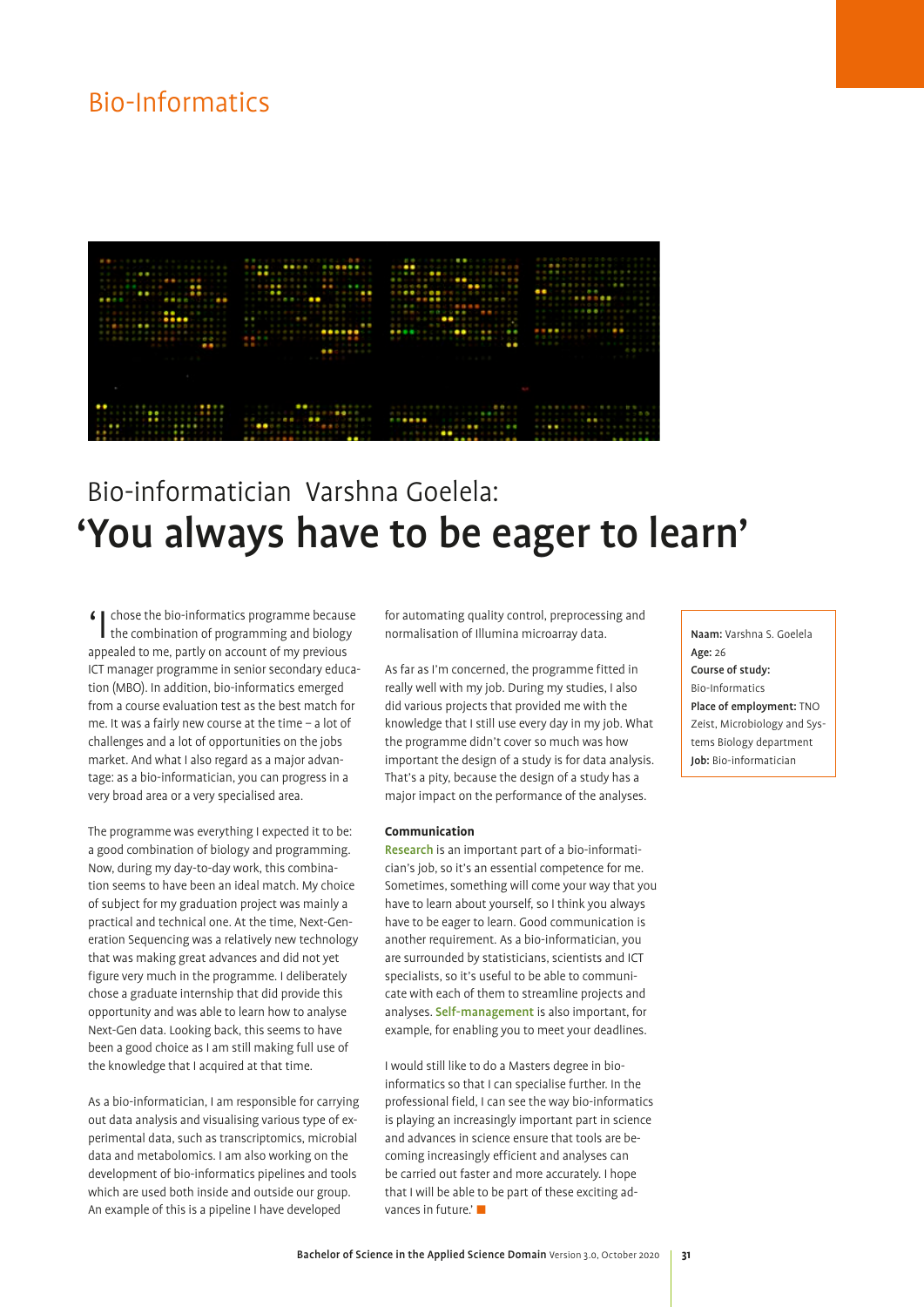# Bio-Informatics

## Bio-informatician Varshna Goelela:

# 'You always have to be eager to learn'

'I chose the bio-informatics programme because the combination of programming and biology appealed to me, partly on account of my previous ICT manager programme in senior secondary education (MBO). In addition, bio-informatics emerged from a course evaluation test as the best match for me. It was a fairly new course at the time – a lot of challenges and a lot of opportunities on the jobs market. And what I also regard as a major advantage: as a bio-informatician, you can progress in a very broad area or a very specialised area.

The programme was everything I expected it to be: a good combination of biology and programming. Now, during my day-to-day work, this combination seems to have been an ideal match. My choice of subject for my graduation project was mainly a practical and technical one. At the time, Next-Generation Sequencing was a relatively new technology that was making great advances and did not yet figure very much in the programme. I deliberately chose a graduate internship that did provide this opportunity and was able to learn how to analyse Next-Gen data. Looking back, this seems to have been a good choice as I am still making full use of the knowledge that I acquired at that time.

As a bio-informatician, I am responsible for carrying out data analysis and visualising various type of experimental data, such as transcriptomics, microbial data and metabolomics. I am also working on the development of bio-informatics pipelines and tools which are used both inside and outside our group. An example of this is a pipeline I have developed for automating quality control, preprocessing and normalisation of Illumina microarray data.

As far as I'm concerned, the programme fitted in really well with my job. During my studies, I also did various projects that provided me with the knowledge that I still use every day in my job. What the programme didn't cover so much was how important the design of a study is for data analysis. That's a pity, because the design of a study has a major impact on the performance of the analyses.

**Communication**

Research is an important part of a bio-informatician's job, so it's an essential competence for me. Sometimes, something will come your way that you have to learn about yourself, so I think you always have to be eager to learn. Good communication is another requirement. As a bio-informatician, you are surrounded by statisticians, scientists and ICT specialists, so it's useful to be able to communicate with each of them to streamline projects and analyses. Self-management is also important, for example, for enabling you to meet your deadlines.

I would still like to do a Masters degree in bio-informatics so that I can specialise further. In the professional field, I can see the way bio-informatics is playing an increasingly important part in science and advances in science ensure that tools are becoming increasingly efficient and analyses can be carried out faster and more accurately. I hope that I will be able to be part of these exciting advances in future.'

**Naam:** Varshna S. Goelela
**Age:** 26
**Course of study:** Bio-Informatics
**Place of employment:** TNO Zeist, Microbiology and Systems Biology department
**Job:** Bio-informatician